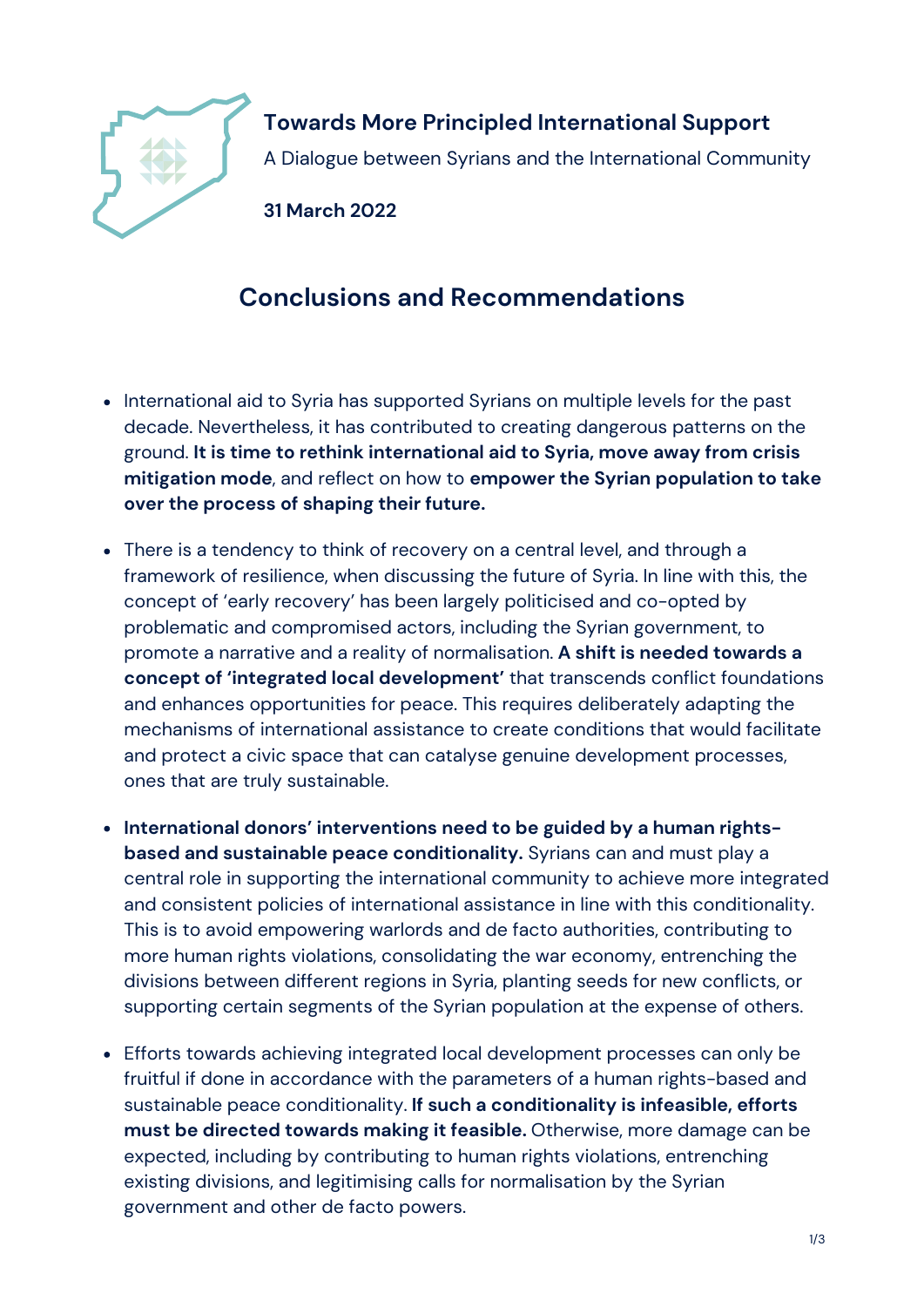# Towards More Principled International Support

A Dialogue between Syrians and the International Community

**31 March 2022**

## Conclusions and Recommendations

- International aid to Syria has supported Syrians on multiple levels for the past decade. Nevertheless, it has contributed to creating dangerous patterns on the ground. **It is time to rethink international aid to Syria, move away from crisis mitigation mode**, and reflect on how to **empower the Syrian population to take over the process of shaping their future.**

- There is a tendency to think of recovery on a central level, and through a framework of resilience, when discussing the future of Syria. In line with this, the concept of 'early recovery' has been largely politicised and co-opted by problematic and compromised actors, including the Syrian government, to promote a narrative and a reality of normalisation. **A shift is needed towards a concept of 'integrated local development'** that transcends conflict foundations and enhances opportunities for peace. This requires deliberately adapting the mechanisms of international assistance to create conditions that would facilitate and protect a civic space that can catalyse genuine development processes, ones that are truly sustainable.

- **International donors' interventions need to be guided by a human rights-based and sustainable peace conditionality.** Syrians can and must play a central role in supporting the international community to achieve more integrated and consistent policies of international assistance in line with this conditionality. This is to avoid empowering warlords and de facto authorities, contributing to more human rights violations, consolidating the war economy, entrenching the divisions between different regions in Syria, planting seeds for new conflicts, or supporting certain segments of the Syrian population at the expense of others.

- Efforts towards achieving integrated local development processes can only be fruitful if done in accordance with the parameters of a human rights-based and sustainable peace conditionality. **If such a conditionality is infeasible, efforts must be directed towards making it feasible.** Otherwise, more damage can be expected, including by contributing to human rights violations, entrenching existing divisions, and legitimising calls for normalisation by the Syrian government and other de facto powers.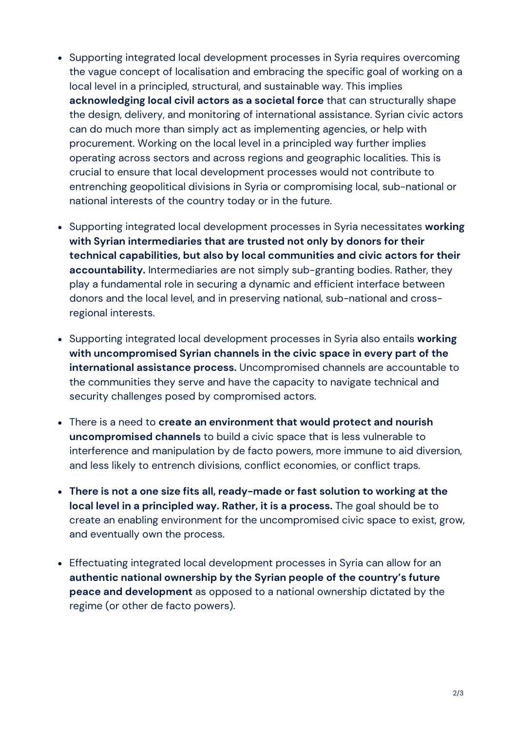- Supporting integrated local development processes in Syria requires overcoming the vague concept of localisation and embracing the specific goal of working on a local level in a principled, structural, and sustainable way. This implies **acknowledging local civil actors as a societal force** that can structurally shape the design, delivery, and monitoring of international assistance. Syrian civic actors can do much more than simply act as implementing agencies, or help with procurement. Working on the local level in a principled way further implies operating across sectors and across regions and geographic localities. This is crucial to ensure that local development processes would not contribute to entrenching geopolitical divisions in Syria or compromising local, sub-national or national interests of the country today or in the future.

- Supporting integrated local development processes in Syria necessitates **working with Syrian intermediaries that are trusted not only by donors for their technical capabilities, but also by local communities and civic actors for their accountability.** Intermediaries are not simply sub-granting bodies. Rather, they play a fundamental role in securing a dynamic and efficient interface between donors and the local level, and in preserving national, sub-national and cross-regional interests.

- Supporting integrated local development processes in Syria also entails **working with uncompromised Syrian channels in the civic space in every part of the international assistance process.** Uncompromised channels are accountable to the communities they serve and have the capacity to navigate technical and security challenges posed by compromised actors.

- There is a need to **create an environment that would protect and nourish uncompromised channels** to build a civic space that is less vulnerable to interference and manipulation by de facto powers, more immune to aid diversion, and less likely to entrench divisions, conflict economies, or conflict traps.

- **There is not a one size fits all, ready-made or fast solution to working at the local level in a principled way. Rather, it is a process.** The goal should be to create an enabling environment for the uncompromised civic space to exist, grow, and eventually own the process.

- Effectuating integrated local development processes in Syria can allow for an **authentic national ownership by the Syrian people of the country's future peace and development** as opposed to a national ownership dictated by the regime (or other de facto powers).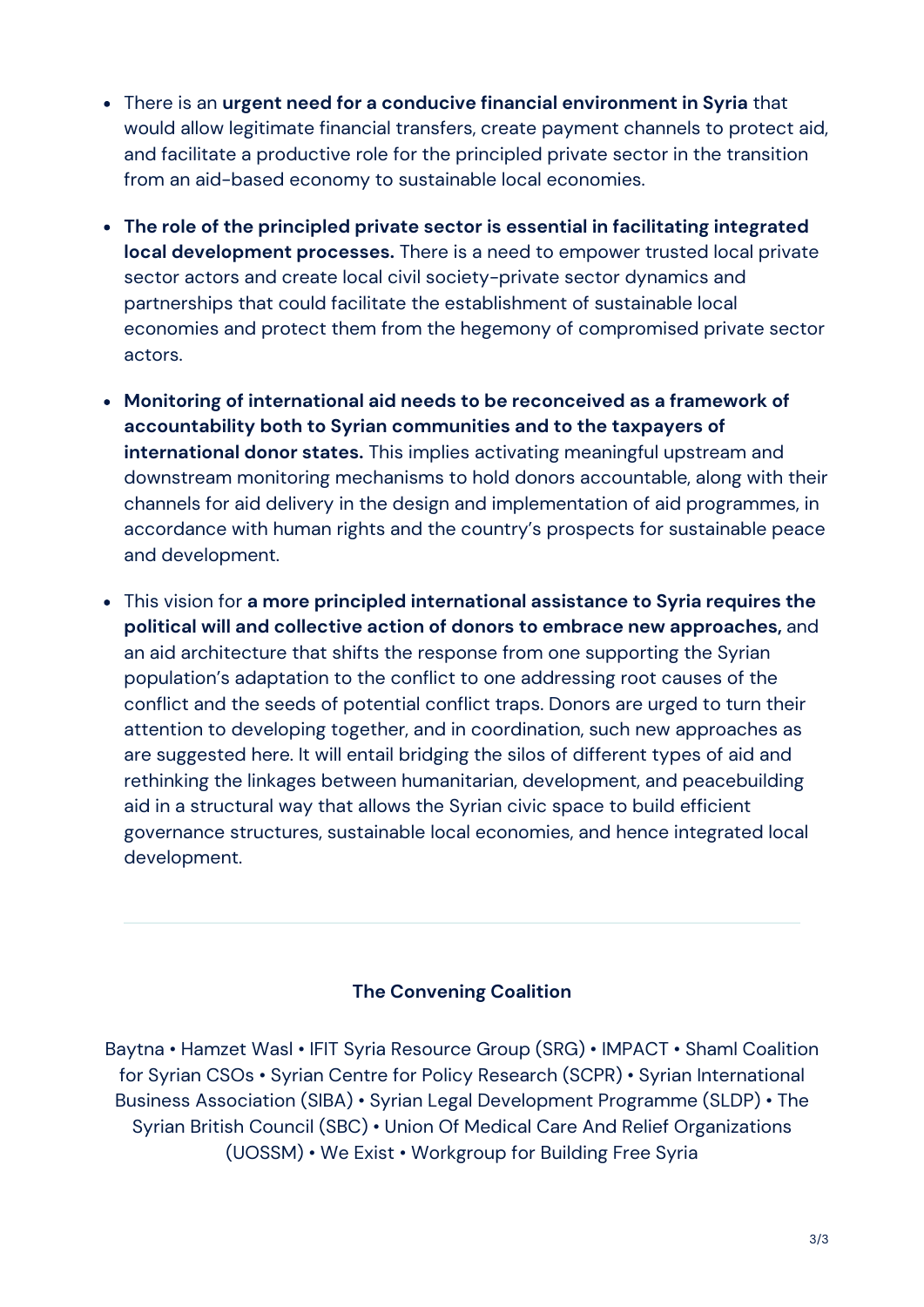- There is an **urgent need for a conducive financial environment in Syria** that would allow legitimate financial transfers, create payment channels to protect aid, and facilitate a productive role for the principled private sector in the transition from an aid-based economy to sustainable local economies.

- **The role of the principled private sector is essential in facilitating integrated local development processes.** There is a need to empower trusted local private sector actors and create local civil society-private sector dynamics and partnerships that could facilitate the establishment of sustainable local economies and protect them from the hegemony of compromised private sector actors.

- **Monitoring of international aid needs to be reconceived as a framework of accountability both to Syrian communities and to the taxpayers of international donor states.** This implies activating meaningful upstream and downstream monitoring mechanisms to hold donors accountable, along with their channels for aid delivery in the design and implementation of aid programmes, in accordance with human rights and the country's prospects for sustainable peace and development.

- This vision for **a more principled international assistance to Syria requires the political will and collective action of donors to embrace new approaches,** and an aid architecture that shifts the response from one supporting the Syrian population's adaptation to the conflict to one addressing root causes of the conflict and the seeds of potential conflict traps. Donors are urged to turn their attention to developing together, and in coordination, such new approaches as are suggested here. It will entail bridging the silos of different types of aid and rethinking the linkages between humanitarian, development, and peacebuilding aid in a structural way that allows the Syrian civic space to build efficient governance structures, sustainable local economies, and hence integrated local development.

---

**The Convening Coalition**

Baytna • Hamzet Wasl • IFIT Syria Resource Group (SRG) • IMPACT • Shaml Coalition for Syrian CSOs • Syrian Centre for Policy Research (SCPR) • Syrian International Business Association (SIBA) • Syrian Legal Development Programme (SLDP) • The Syrian British Council (SBC) • Union Of Medical Care And Relief Organizations (UOSSM) • We Exist • Workgroup for Building Free Syria